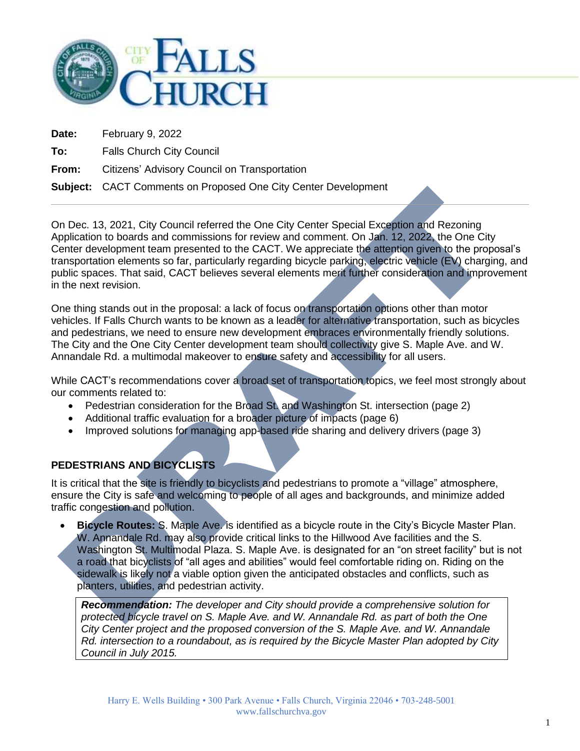**Date:** February 9, 2022

**To:** Falls Church City Council

**From:** Citizens' Advisory Council on Transportation

**Subject:** CACT Comments on Proposed One City Center Development

---

On Dec. 13, 2021, City Council referred the One City Center Special Exception and Rezoning Application to boards and commissions for review and comment. On Jan. 12, 2022, the One City Center development team presented to the CACT. We appreciate the attention given to the proposal's transportation elements so far, particularly regarding bicycle parking, electric vehicle (EV) charging, and public spaces. That said, CACT believes several elements merit further consideration and improvement in the next revision.

One thing stands out in the proposal: a lack of focus on transportation options other than motor vehicles. If Falls Church wants to be known as a leader for alternative transportation, such as bicycles and pedestrians, we need to ensure new development embraces environmentally friendly solutions. The City and the One City Center development team should collectivity give S. Maple Ave. and W. Annandale Rd. a multimodal makeover to ensure safety and accessibility for all users.

While CACT's recommendations cover a broad set of transportation topics, we feel most strongly about our comments related to:

- Pedestrian consideration for the Broad St. and Washington St. intersection (page 2)
- Additional traffic evaluation for a broader picture of impacts (page 6)
- Improved solutions for managing app-based ride sharing and delivery drivers (page 3)

## PEDESTRIANS AND BICYCLISTS

It is critical that the site is friendly to bicyclists and pedestrians to promote a "village" atmosphere, ensure the City is safe and welcoming to people of all ages and backgrounds, and minimize added traffic congestion and pollution.

- **Bicycle Routes:** S. Maple Ave. is identified as a bicycle route in the City's Bicycle Master Plan. W. Annandale Rd. may also provide critical links to the Hillwood Ave facilities and the S. Washington St. Multimodal Plaza. S. Maple Ave. is designated for an "on street facility" but is not a road that bicyclists of "all ages and abilities" would feel comfortable riding on. Riding on the sidewalk is likely not a viable option given the anticipated obstacles and conflicts, such as planters, utilities, and pedestrian activity.

> ***Recommendation:*** *The developer and City should provide a comprehensive solution for protected bicycle travel on S. Maple Ave. and W. Annandale Rd. as part of both the One City Center project and the proposed conversion of the S. Maple Ave. and W. Annandale Rd. intersection to a roundabout, as is required by the Bicycle Master Plan adopted by City Council in July 2015.*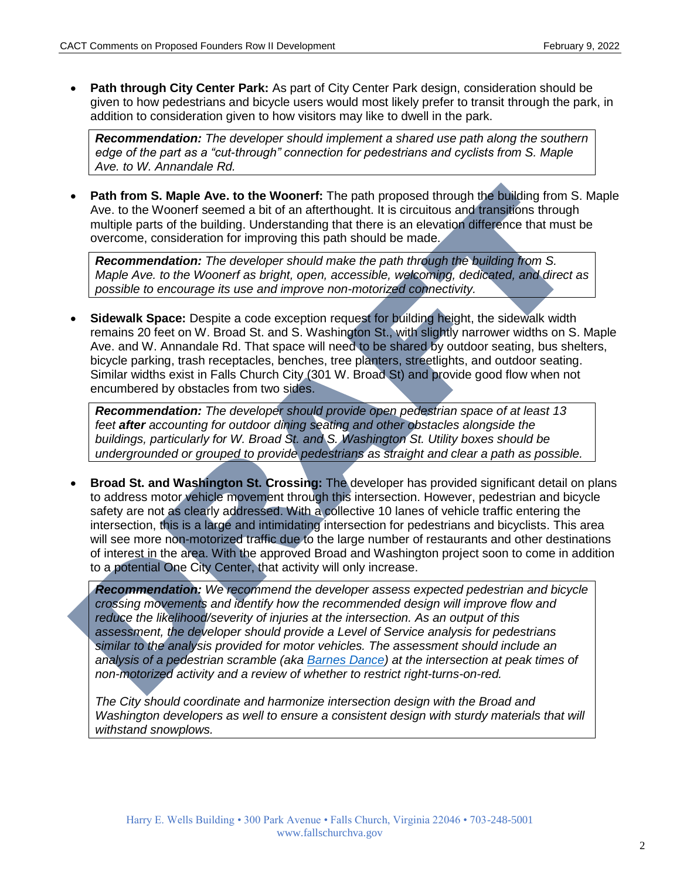- **Path through City Center Park:** As part of City Center Park design, consideration should be given to how pedestrians and bicycle users would most likely prefer to transit through the park, in addition to consideration given to how visitors may like to dwell in the park.

> ***Recommendation:*** *The developer should implement a shared use path along the southern edge of the part as a "cut-through" connection for pedestrians and cyclists from S. Maple Ave. to W. Annandale Rd.*

- **Path from S. Maple Ave. to the Woonerf:** The path proposed through the building from S. Maple Ave. to the Woonerf seemed a bit of an afterthought. It is circuitous and transitions through multiple parts of the building. Understanding that there is an elevation difference that must be overcome, consideration for improving this path should be made.

> ***Recommendation:*** *The developer should make the path through the building from S. Maple Ave. to the Woonerf as bright, open, accessible, welcoming, dedicated, and direct as possible to encourage its use and improve non-motorized connectivity.*

- **Sidewalk Space:** Despite a code exception request for building height, the sidewalk width remains 20 feet on W. Broad St. and S. Washington St., with slightly narrower widths on S. Maple Ave. and W. Annandale Rd. That space will need to be shared by outdoor seating, bus shelters, bicycle parking, trash receptacles, benches, tree planters, streetlights, and outdoor seating. Similar widths exist in Falls Church City (301 W. Broad St) and provide good flow when not encumbered by obstacles from two sides.

> ***Recommendation:*** *The developer should provide open pedestrian space of at least 13 feet* ***after*** *accounting for outdoor dining seating and other obstacles alongside the buildings, particularly for W. Broad St. and S. Washington St. Utility boxes should be undergrounded or grouped to provide pedestrians as straight and clear a path as possible.*

- **Broad St. and Washington St. Crossing:** The developer has provided significant detail on plans to address motor vehicle movement through this intersection. However, pedestrian and bicycle safety are not as clearly addressed. With a collective 10 lanes of vehicle traffic entering the intersection, this is a large and intimidating intersection for pedestrians and bicyclists. This area will see more non-motorized traffic due to the large number of restaurants and other destinations of interest in the area. With the approved Broad and Washington project soon to come in addition to a potential One City Center, that activity will only increase.

> ***Recommendation:*** *We recommend the developer assess expected pedestrian and bicycle crossing movements and identify how the recommended design will improve flow and reduce the likelihood/severity of injuries at the intersection. As an output of this assessment, the developer should provide a Level of Service analysis for pedestrians similar to the analysis provided for motor vehicles. The assessment should include an analysis of a pedestrian scramble (aka Barnes Dance) at the intersection at peak times of non-motorized activity and a review of whether to restrict right-turns-on-red.*
>
> *The City should coordinate and harmonize intersection design with the Broad and Washington developers as well to ensure a consistent design with sturdy materials that will withstand snowplows.*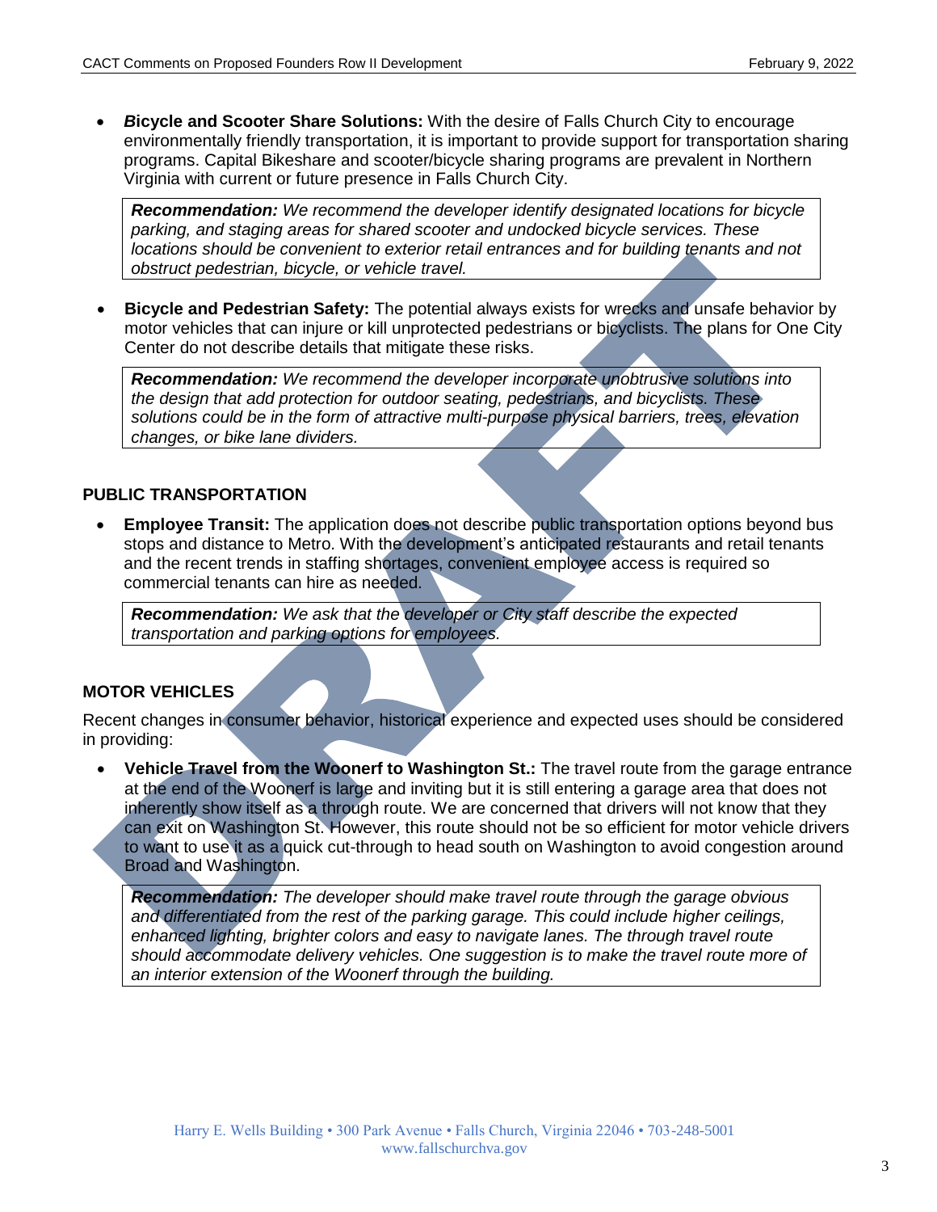- ***B*icycle and Scooter Share Solutions:** With the desire of Falls Church City to encourage environmentally friendly transportation, it is important to provide support for transportation sharing programs. Capital Bikeshare and scooter/bicycle sharing programs are prevalent in Northern Virginia with current or future presence in Falls Church City.

> ***Recommendation:*** *We recommend the developer identify designated locations for bicycle parking, and staging areas for shared scooter and undocked bicycle services. These locations should be convenient to exterior retail entrances and for building tenants and not obstruct pedestrian, bicycle, or vehicle travel.*

- **Bicycle and Pedestrian Safety:** The potential always exists for wrecks and unsafe behavior by motor vehicles that can injure or kill unprotected pedestrians or bicyclists. The plans for One City Center do not describe details that mitigate these risks.

> ***Recommendation:*** *We recommend the developer incorporate unobtrusive solutions into the design that add protection for outdoor seating, pedestrians, and bicyclists. These solutions could be in the form of attractive multi-purpose physical barriers, trees, elevation changes, or bike lane dividers.*

## PUBLIC TRANSPORTATION

- **Employee Transit:** The application does not describe public transportation options beyond bus stops and distance to Metro. With the development's anticipated restaurants and retail tenants and the recent trends in staffing shortages, convenient employee access is required so commercial tenants can hire as needed.

> ***Recommendation:*** *We ask that the developer or City staff describe the expected transportation and parking options for employees.*

## MOTOR VEHICLES

Recent changes in consumer behavior, historical experience and expected uses should be considered in providing:

- **Vehicle Travel from the Woonerf to Washington St.:** The travel route from the garage entrance at the end of the Woonerf is large and inviting but it is still entering a garage area that does not inherently show itself as a through route. We are concerned that drivers will not know that they can exit on Washington St. However, this route should not be so efficient for motor vehicle drivers to want to use it as a quick cut-through to head south on Washington to avoid congestion around Broad and Washington.

> ***Recommendation:*** *The developer should make travel route through the garage obvious and differentiated from the rest of the parking garage. This could include higher ceilings, enhanced lighting, brighter colors and easy to navigate lanes. The through travel route should accommodate delivery vehicles. One suggestion is to make the travel route more of an interior extension of the Woonerf through the building.*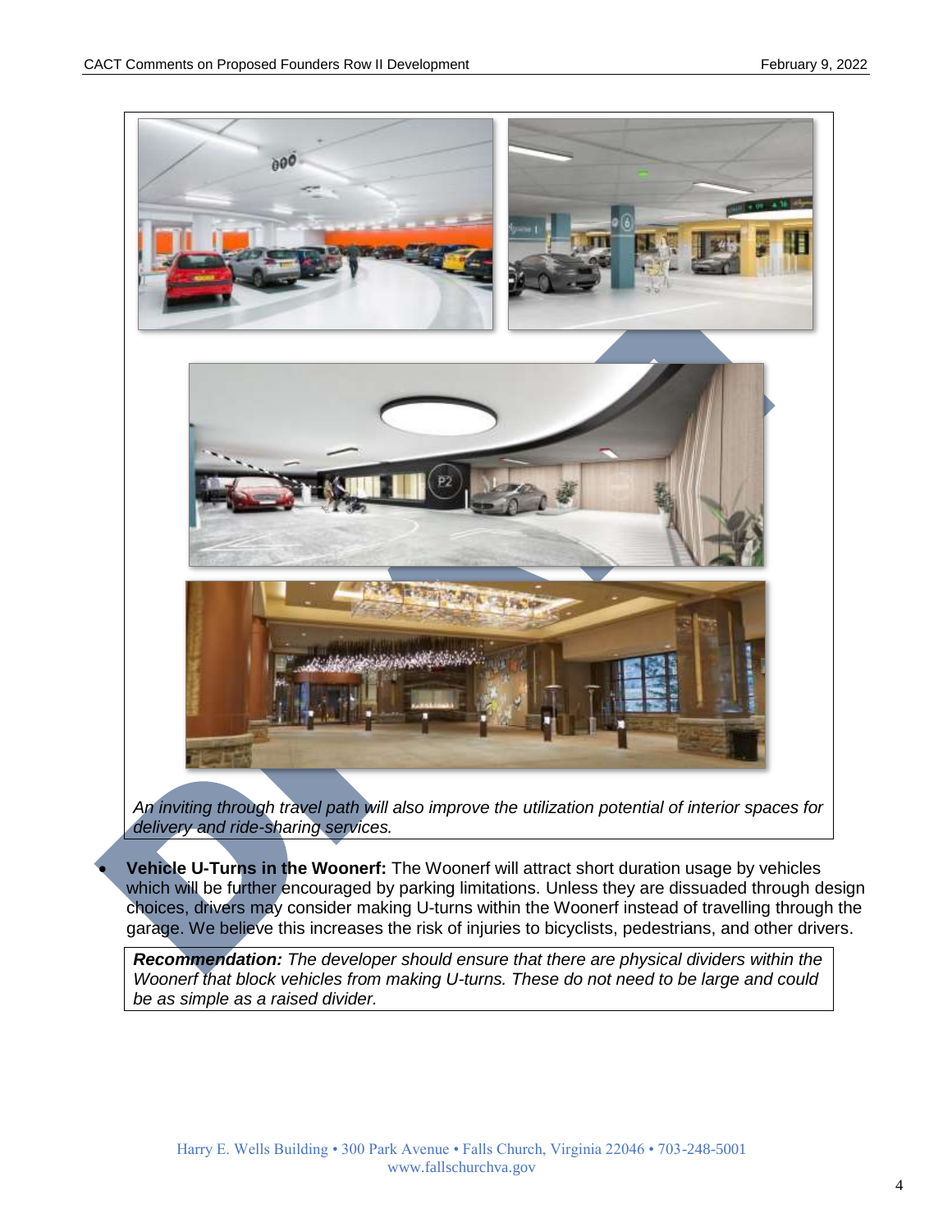*An inviting through travel path will also improve the utilization potential of interior spaces for delivery and ride-sharing services.*

- **Vehicle U-Turns in the Woonerf:** The Woonerf will attract short duration usage by vehicles which will be further encouraged by parking limitations. Unless they are dissuaded through design choices, drivers may consider making U-turns within the Woonerf instead of travelling through the garage. We believe this increases the risk of injuries to bicyclists, pedestrians, and other drivers.

***Recommendation:*** *The developer should ensure that there are physical dividers within the Woonerf that block vehicles from making U-turns. These do not need to be large and could be as simple as a raised divider.*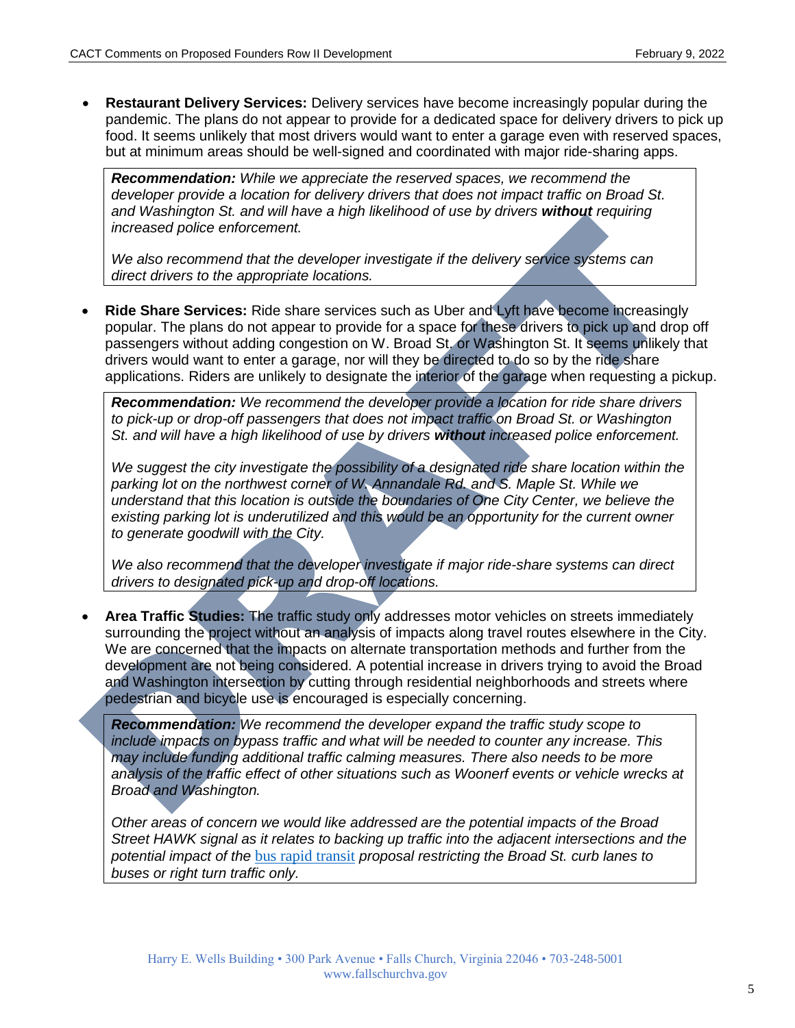- **Restaurant Delivery Services:** Delivery services have become increasingly popular during the pandemic. The plans do not appear to provide for a dedicated space for delivery drivers to pick up food. It seems unlikely that most drivers would want to enter a garage even with reserved spaces, but at minimum areas should be well-signed and coordinated with major ride-sharing apps.

> ***Recommendation:*** *While we appreciate the reserved spaces, we recommend the developer provide a location for delivery drivers that does not impact traffic on Broad St. and Washington St. and will have a high likelihood of use by drivers* ***without*** *requiring increased police enforcement.*
>
> *We also recommend that the developer investigate if the delivery service systems can direct drivers to the appropriate locations.*

- **Ride Share Services:** Ride share services such as Uber and Lyft have become increasingly popular. The plans do not appear to provide for a space for these drivers to pick up and drop off passengers without adding congestion on W. Broad St. or Washington St. It seems unlikely that drivers would want to enter a garage, nor will they be directed to do so by the ride share applications. Riders are unlikely to designate the interior of the garage when requesting a pickup.

> ***Recommendation:*** *We recommend the developer provide a location for ride share drivers to pick-up or drop-off passengers that does not impact traffic on Broad St. or Washington St. and will have a high likelihood of use by drivers* ***without*** *increased police enforcement.*
>
> *We suggest the city investigate the possibility of a designated ride share location within the parking lot on the northwest corner of W. Annandale Rd. and S. Maple St. While we understand that this location is outside the boundaries of One City Center, we believe the existing parking lot is underutilized and this would be an opportunity for the current owner to generate goodwill with the City.*
>
> *We also recommend that the developer investigate if major ride-share systems can direct drivers to designated pick-up and drop-off locations.*

- **Area Traffic Studies:** The traffic study only addresses motor vehicles on streets immediately surrounding the project without an analysis of impacts along travel routes elsewhere in the City. We are concerned that the impacts on alternate transportation methods and further from the development are not being considered. A potential increase in drivers trying to avoid the Broad and Washington intersection by cutting through residential neighborhoods and streets where pedestrian and bicycle use is encouraged is especially concerning.

> ***Recommendation:*** *We recommend the developer expand the traffic study scope to include impacts on bypass traffic and what will be needed to counter any increase. This may include funding additional traffic calming measures. There also needs to be more analysis of the traffic effect of other situations such as Woonerf events or vehicle wrecks at Broad and Washington.*
>
> *Other areas of concern we would like addressed are the potential impacts of the Broad Street HAWK signal as it relates to backing up traffic into the adjacent intersections and the potential impact of the* bus rapid transit *proposal restricting the Broad St. curb lanes to buses or right turn traffic only.*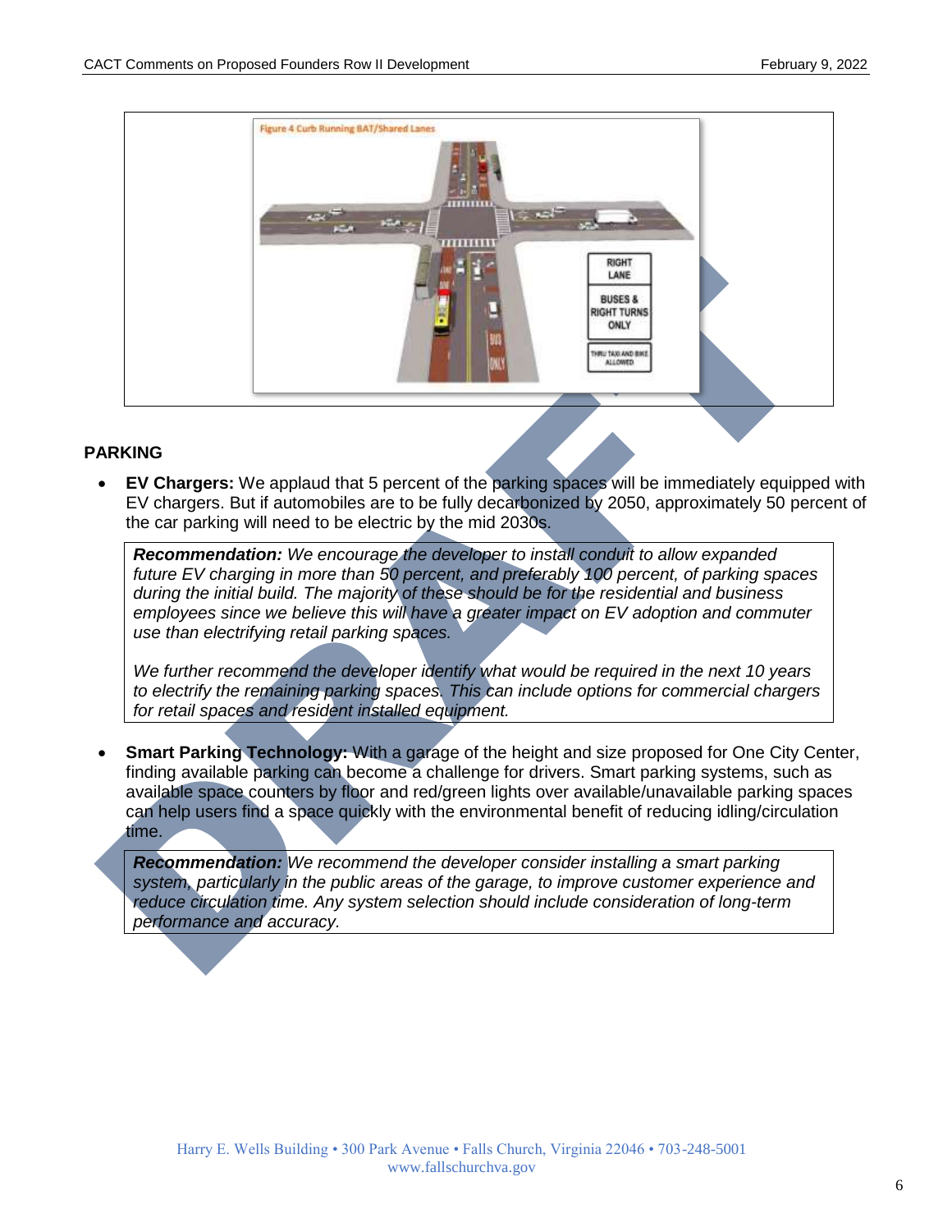## PARKING

- **EV Chargers:** We applaud that 5 percent of the parking spaces will be immediately equipped with EV chargers. But if automobiles are to be fully decarbonized by 2050, approximately 50 percent of the car parking will need to be electric by the mid 2030s.

> ***Recommendation:*** *We encourage the developer to install conduit to allow expanded future EV charging in more than 50 percent, and preferably 100 percent, of parking spaces during the initial build. The majority of these should be for the residential and business employees since we believe this will have a greater impact on EV adoption and commuter use than electrifying retail parking spaces.*
>
> *We further recommend the developer identify what would be required in the next 10 years to electrify the remaining parking spaces. This can include options for commercial chargers for retail spaces and resident installed equipment.*

- **Smart Parking Technology:** With a garage of the height and size proposed for One City Center, finding available parking can become a challenge for drivers. Smart parking systems, such as available space counters by floor and red/green lights over available/unavailable parking spaces can help users find a space quickly with the environmental benefit of reducing idling/circulation time.

> ***Recommendation:*** *We recommend the developer consider installing a smart parking system, particularly in the public areas of the garage, to improve customer experience and reduce circulation time. Any system selection should include consideration of long-term performance and accuracy.*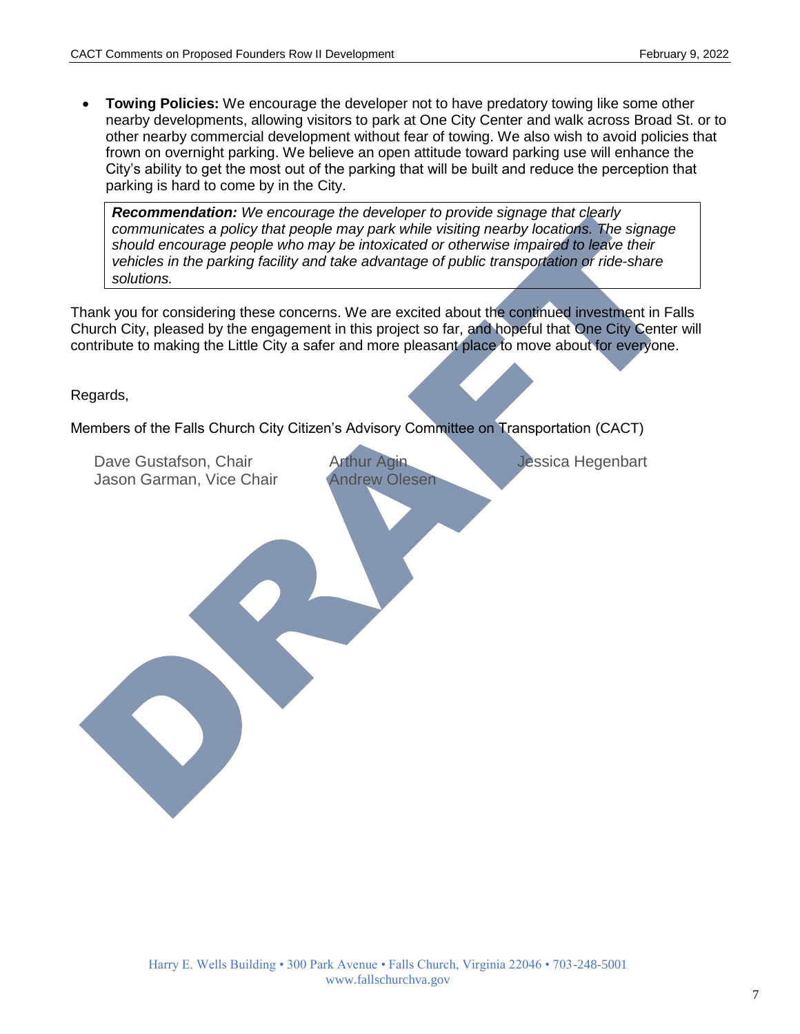- **Towing Policies:** We encourage the developer not to have predatory towing like some other nearby developments, allowing visitors to park at One City Center and walk across Broad St. or to other nearby commercial development without fear of towing. We also wish to avoid policies that frown on overnight parking. We believe an open attitude toward parking use will enhance the City's ability to get the most out of the parking that will be built and reduce the perception that parking is hard to come by in the City.

> ***Recommendation:*** *We encourage the developer to provide signage that clearly communicates a policy that people may park while visiting nearby locations. The signage should encourage people who may be intoxicated or otherwise impaired to leave their vehicles in the parking facility and take advantage of public transportation or ride-share solutions.*

Thank you for considering these concerns. We are excited about the continued investment in Falls Church City, pleased by the engagement in this project so far, and hopeful that One City Center will contribute to making the Little City a safer and more pleasant place to move about for everyone.

Regards,

Members of the Falls Church City Citizen's Advisory Committee on Transportation (CACT)

Dave Gustafson, Chair
Jason Garman, Vice Chair
Arthur Agin
Andrew Olesen
Jessica Hegenbart

DRAFT

Harry E. Wells Building • 300 Park Avenue • Falls Church, Virginia 22046 • 703-248-5001
www.fallschurchva.gov